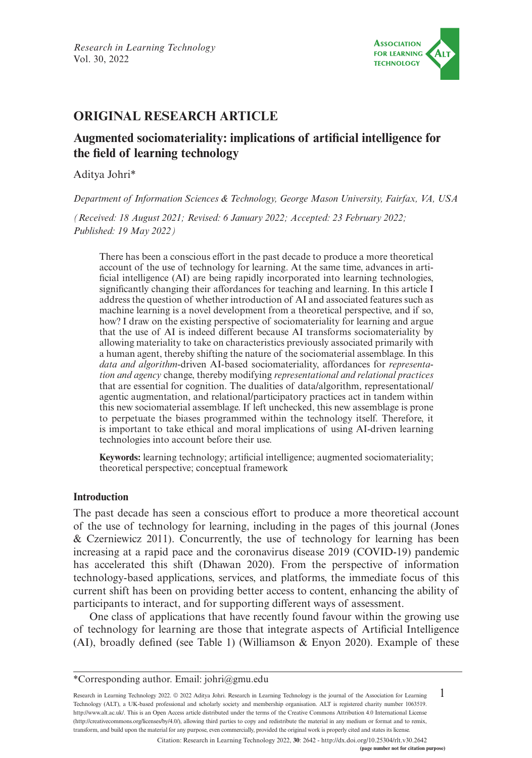## ORIGINAL RESEARCH ARTICLE

# Augmented sociomateriality: implications of artificial intelligence for the field of learning technology

Aditya Johri*

*Department of Information Sciences & Technology, George Mason University, Fairfax, VA, USA*

*(Received: 18 August 2021; Revised: 6 January 2022; Accepted: 23 February 2022; Published: 19 May 2022)*

There has been a conscious effort in the past decade to produce a more theoretical account of the use of technology for learning. At the same time, advances in artificial intelligence (AI) are being rapidly incorporated into learning technologies, significantly changing their affordances for teaching and learning. In this article I address the question of whether introduction of AI and associated features such as machine learning is a novel development from a theoretical perspective, and if so, how? I draw on the existing perspective of sociomateriality for learning and argue that the use of AI is indeed different because AI transforms sociomateriality by allowing materiality to take on characteristics previously associated primarily with a human agent, thereby shifting the nature of the sociomaterial assemblage. In this *data and algorithm*-driven AI-based sociomateriality, affordances for *representation and agency* change, thereby modifying *representational and relational practices* that are essential for cognition. The dualities of data/algorithm, representational/agentic augmentation, and relational/participatory practices act in tandem within this new sociomaterial assemblage. If left unchecked, this new assemblage is prone to perpetuate the biases programmed within the technology itself. Therefore, it is important to take ethical and moral implications of using AI-driven learning technologies into account before their use.

**Keywords:** learning technology; artificial intelligence; augmented sociomateriality; theoretical perspective; conceptual framework

## Introduction

The past decade has seen a conscious effort to produce a more theoretical account of the use of technology for learning, including in the pages of this journal (Jones & Czerniewicz 2011). Concurrently, the use of technology for learning has been increasing at a rapid pace and the coronavirus disease 2019 (COVID-19) pandemic has accelerated this shift (Dhawan 2020). From the perspective of information technology-based applications, services, and platforms, the immediate focus of this current shift has been on providing better access to content, enhancing the ability of participants to interact, and for supporting different ways of assessment.

One class of applications that have recently found favour within the growing use of technology for learning are those that integrate aspects of Artificial Intelligence (AI), broadly defined (see Table 1) (Williamson & Enyon 2020). Example of these

---

*Corresponding author. Email: johri@gmu.edu

Research in Learning Technology 2022. © 2022 Aditya Johri. Research in Learning Technology is the journal of the Association for Learning Technology (ALT), a UK-based professional and scholarly society and membership organisation. ALT is registered charity number 1063519. http://www.alt.ac.uk/. This is an Open Access article distributed under the terms of the Creative Commons Attribution 4.0 International License (http://creativecommons.org/licenses/by/4.0/), allowing third parties to copy and redistribute the material in any medium or format and to remix, transform, and build upon the material for any purpose, even commercially, provided the original work is properly cited and states its license.

Citation: Research in Learning Technology 2022, **30**: 2642 - http://dx.doi.org/10.25304/rlt.v30.2642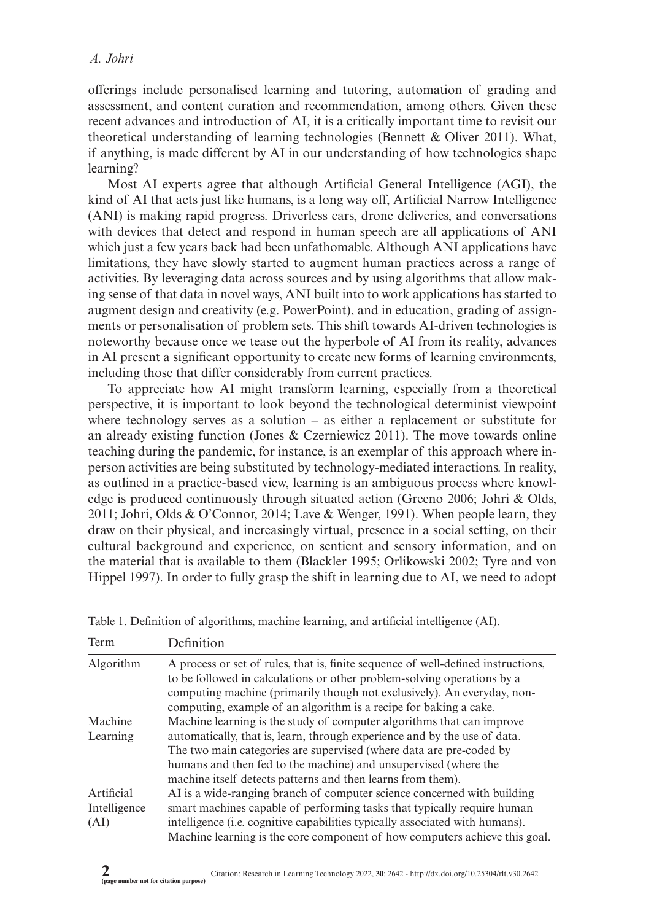offerings include personalised learning and tutoring, automation of grading and assessment, and content curation and recommendation, among others. Given these recent advances and introduction of AI, it is a critically important time to revisit our theoretical understanding of learning technologies (Bennett & Oliver 2011). What, if anything, is made different by AI in our understanding of how technologies shape learning?

Most AI experts agree that although Artificial General Intelligence (AGI), the kind of AI that acts just like humans, is a long way off, Artificial Narrow Intelligence (ANI) is making rapid progress. Driverless cars, drone deliveries, and conversations with devices that detect and respond in human speech are all applications of ANI which just a few years back had been unfathomable. Although ANI applications have limitations, they have slowly started to augment human practices across a range of activities. By leveraging data across sources and by using algorithms that allow making sense of that data in novel ways, ANI built into to work applications has started to augment design and creativity (e.g. PowerPoint), and in education, grading of assignments or personalisation of problem sets. This shift towards AI-driven technologies is noteworthy because once we tease out the hyperbole of AI from its reality, advances in AI present a significant opportunity to create new forms of learning environments, including those that differ considerably from current practices.

To appreciate how AI might transform learning, especially from a theoretical perspective, it is important to look beyond the technological determinist viewpoint where technology serves as a solution – as either a replacement or substitute for an already existing function (Jones & Czerniewicz 2011). The move towards online teaching during the pandemic, for instance, is an exemplar of this approach where in-person activities are being substituted by technology-mediated interactions. In reality, as outlined in a practice-based view, learning is an ambiguous process where knowledge is produced continuously through situated action (Greeno 2006; Johri & Olds, 2011; Johri, Olds & O'Connor, 2014; Lave & Wenger, 1991). When people learn, they draw on their physical, and increasingly virtual, presence in a social setting, on their cultural background and experience, on sentient and sensory information, and on the material that is available to them (Blackler 1995; Orlikowski 2002; Tyre and von Hippel 1997). In order to fully grasp the shift in learning due to AI, we need to adopt

Table 1. Definition of algorithms, machine learning, and artificial intelligence (AI).

| Term | Definition |
|---|---|
| Algorithm | A process or set of rules, that is, finite sequence of well-defined instructions, to be followed in calculations or other problem-solving operations by a computing machine (primarily though not exclusively). An everyday, non-computing, example of an algorithm is a recipe for baking a cake. |
| Machine Learning | Machine learning is the study of computer algorithms that can improve automatically, that is, learn, through experience and by the use of data. The two main categories are supervised (where data are pre-coded by humans and then fed to the machine) and unsupervised (where the machine itself detects patterns and then learns from them). |
| Artificial Intelligence (AI) | AI is a wide-ranging branch of computer science concerned with building smart machines capable of performing tasks that typically require human intelligence (i.e. cognitive capabilities typically associated with humans). Machine learning is the core component of how computers achieve this goal. |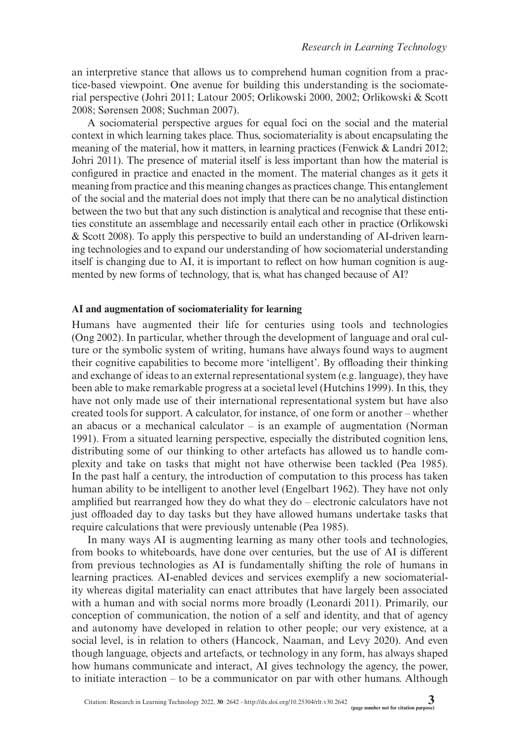an interpretive stance that allows us to comprehend human cognition from a practice-based viewpoint. One avenue for building this understanding is the sociomaterial perspective (Johri 2011; Latour 2005; Orlikowski 2000, 2002; Orlikowski & Scott 2008; Sørensen 2008; Suchman 2007).

A sociomaterial perspective argues for equal foci on the social and the material context in which learning takes place. Thus, sociomateriality is about encapsulating the meaning of the material, how it matters, in learning practices (Fenwick & Landri 2012; Johri 2011). The presence of material itself is less important than how the material is configured in practice and enacted in the moment. The material changes as it gets it meaning from practice and this meaning changes as practices change. This entanglement of the social and the material does not imply that there can be no analytical distinction between the two but that any such distinction is analytical and recognise that these entities constitute an assemblage and necessarily entail each other in practice (Orlikowski & Scott 2008). To apply this perspective to build an understanding of AI-driven learning technologies and to expand our understanding of how sociomaterial understanding itself is changing due to AI, it is important to reflect on how human cognition is augmented by new forms of technology, that is, what has changed because of AI?

## AI and augmentation of sociomateriality for learning

Humans have augmented their life for centuries using tools and technologies (Ong 2002). In particular, whether through the development of language and oral culture or the symbolic system of writing, humans have always found ways to augment their cognitive capabilities to become more 'intelligent'. By offloading their thinking and exchange of ideas to an external representational system (e.g. language), they have been able to make remarkable progress at a societal level (Hutchins 1999). In this, they have not only made use of their international representational system but have also created tools for support. A calculator, for instance, of one form or another – whether an abacus or a mechanical calculator – is an example of augmentation (Norman 1991). From a situated learning perspective, especially the distributed cognition lens, distributing some of our thinking to other artefacts has allowed us to handle complexity and take on tasks that might not have otherwise been tackled (Pea 1985). In the past half a century, the introduction of computation to this process has taken human ability to be intelligent to another level (Engelbart 1962). They have not only amplified but rearranged how they do what they do – electronic calculators have not just offloaded day to day tasks but they have allowed humans undertake tasks that require calculations that were previously untenable (Pea 1985).

In many ways AI is augmenting learning as many other tools and technologies, from books to whiteboards, have done over centuries, but the use of AI is different from previous technologies as AI is fundamentally shifting the role of humans in learning practices. AI-enabled devices and services exemplify a new sociomateriality whereas digital materiality can enact attributes that have largely been associated with a human and with social norms more broadly (Leonardi 2011). Primarily, our conception of communication, the notion of a self and identity, and that of agency and autonomy have developed in relation to other people; our very existence, at a social level, is in relation to others (Hancock, Naaman, and Levy 2020). And even though language, objects and artefacts, or technology in any form, has always shaped how humans communicate and interact, AI gives technology the agency, the power, to initiate interaction – to be a communicator on par with other humans. Although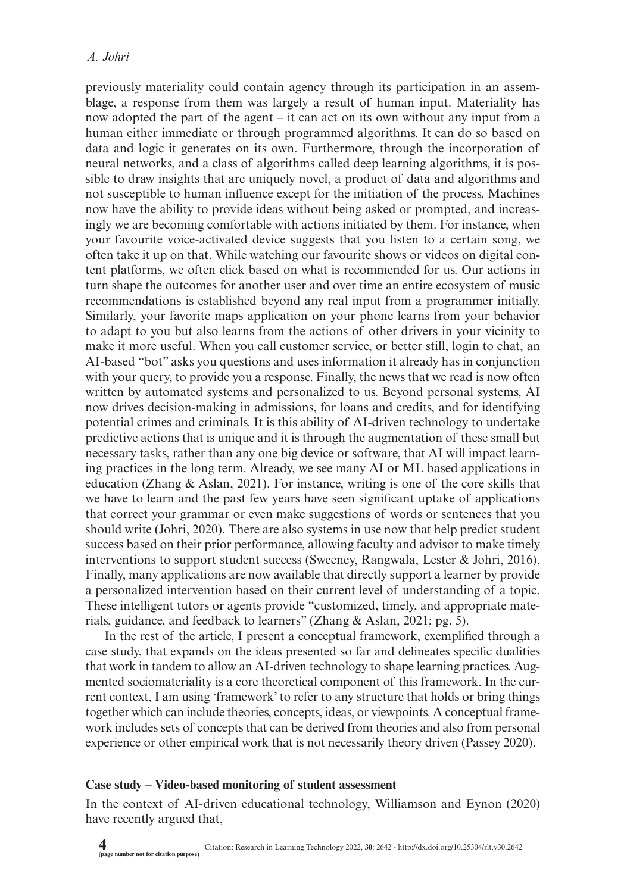previously materiality could contain agency through its participation in an assemblage, a response from them was largely a result of human input. Materiality has now adopted the part of the agent – it can act on its own without any input from a human either immediate or through programmed algorithms. It can do so based on data and logic it generates on its own. Furthermore, through the incorporation of neural networks, and a class of algorithms called deep learning algorithms, it is possible to draw insights that are uniquely novel, a product of data and algorithms and not susceptible to human influence except for the initiation of the process. Machines now have the ability to provide ideas without being asked or prompted, and increasingly we are becoming comfortable with actions initiated by them. For instance, when your favourite voice-activated device suggests that you listen to a certain song, we often take it up on that. While watching our favourite shows or videos on digital content platforms, we often click based on what is recommended for us. Our actions in turn shape the outcomes for another user and over time an entire ecosystem of music recommendations is established beyond any real input from a programmer initially. Similarly, your favorite maps application on your phone learns from your behavior to adapt to you but also learns from the actions of other drivers in your vicinity to make it more useful. When you call customer service, or better still, login to chat, an AI-based "bot" asks you questions and uses information it already has in conjunction with your query, to provide you a response. Finally, the news that we read is now often written by automated systems and personalized to us. Beyond personal systems, AI now drives decision-making in admissions, for loans and credits, and for identifying potential crimes and criminals. It is this ability of AI-driven technology to undertake predictive actions that is unique and it is through the augmentation of these small but necessary tasks, rather than any one big device or software, that AI will impact learning practices in the long term. Already, we see many AI or ML based applications in education (Zhang & Aslan, 2021). For instance, writing is one of the core skills that we have to learn and the past few years have seen significant uptake of applications that correct your grammar or even make suggestions of words or sentences that you should write (Johri, 2020). There are also systems in use now that help predict student success based on their prior performance, allowing faculty and advisor to make timely interventions to support student success (Sweeney, Rangwala, Lester & Johri, 2016). Finally, many applications are now available that directly support a learner by provide a personalized intervention based on their current level of understanding of a topic. These intelligent tutors or agents provide "customized, timely, and appropriate materials, guidance, and feedback to learners" (Zhang & Aslan, 2021; pg. 5).

In the rest of the article, I present a conceptual framework, exemplified through a case study, that expands on the ideas presented so far and delineates specific dualities that work in tandem to allow an AI-driven technology to shape learning practices. Augmented sociomateriality is a core theoretical component of this framework. In the current context, I am using 'framework' to refer to any structure that holds or bring things together which can include theories, concepts, ideas, or viewpoints. A conceptual framework includes sets of concepts that can be derived from theories and also from personal experience or other empirical work that is not necessarily theory driven (Passey 2020).

## Case study – Video-based monitoring of student assessment

In the context of AI-driven educational technology, Williamson and Eynon (2020) have recently argued that,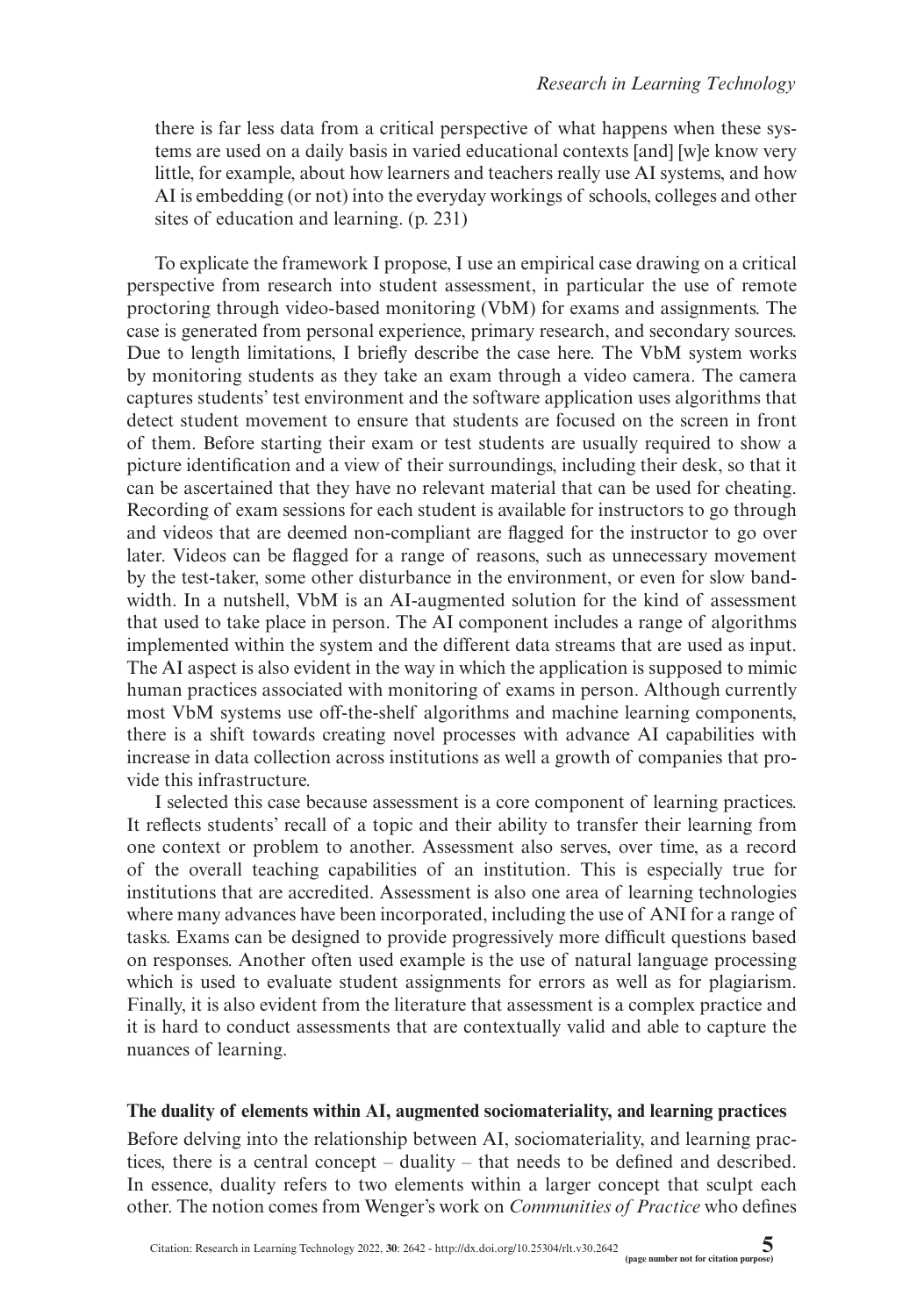> there is far less data from a critical perspective of what happens when these systems are used on a daily basis in varied educational contexts [and] [w]e know very little, for example, about how learners and teachers really use AI systems, and how AI is embedding (or not) into the everyday workings of schools, colleges and other sites of education and learning. (p. 231)

To explicate the framework I propose, I use an empirical case drawing on a critical perspective from research into student assessment, in particular the use of remote proctoring through video-based monitoring (VbM) for exams and assignments. The case is generated from personal experience, primary research, and secondary sources. Due to length limitations, I briefly describe the case here. The VbM system works by monitoring students as they take an exam through a video camera. The camera captures students' test environment and the software application uses algorithms that detect student movement to ensure that students are focused on the screen in front of them. Before starting their exam or test students are usually required to show a picture identification and a view of their surroundings, including their desk, so that it can be ascertained that they have no relevant material that can be used for cheating. Recording of exam sessions for each student is available for instructors to go through and videos that are deemed non-compliant are flagged for the instructor to go over later. Videos can be flagged for a range of reasons, such as unnecessary movement by the test-taker, some other disturbance in the environment, or even for slow bandwidth. In a nutshell, VbM is an AI-augmented solution for the kind of assessment that used to take place in person. The AI component includes a range of algorithms implemented within the system and the different data streams that are used as input. The AI aspect is also evident in the way in which the application is supposed to mimic human practices associated with monitoring of exams in person. Although currently most VbM systems use off-the-shelf algorithms and machine learning components, there is a shift towards creating novel processes with advance AI capabilities with increase in data collection across institutions as well a growth of companies that provide this infrastructure.

I selected this case because assessment is a core component of learning practices. It reflects students' recall of a topic and their ability to transfer their learning from one context or problem to another. Assessment also serves, over time, as a record of the overall teaching capabilities of an institution. This is especially true for institutions that are accredited. Assessment is also one area of learning technologies where many advances have been incorporated, including the use of ANI for a range of tasks. Exams can be designed to provide progressively more difficult questions based on responses. Another often used example is the use of natural language processing which is used to evaluate student assignments for errors as well as for plagiarism. Finally, it is also evident from the literature that assessment is a complex practice and it is hard to conduct assessments that are contextually valid and able to capture the nuances of learning.

## The duality of elements within AI, augmented sociomateriality, and learning practices

Before delving into the relationship between AI, sociomateriality, and learning practices, there is a central concept – duality – that needs to be defined and described. In essence, duality refers to two elements within a larger concept that sculpt each other. The notion comes from Wenger's work on *Communities of Practice* who defines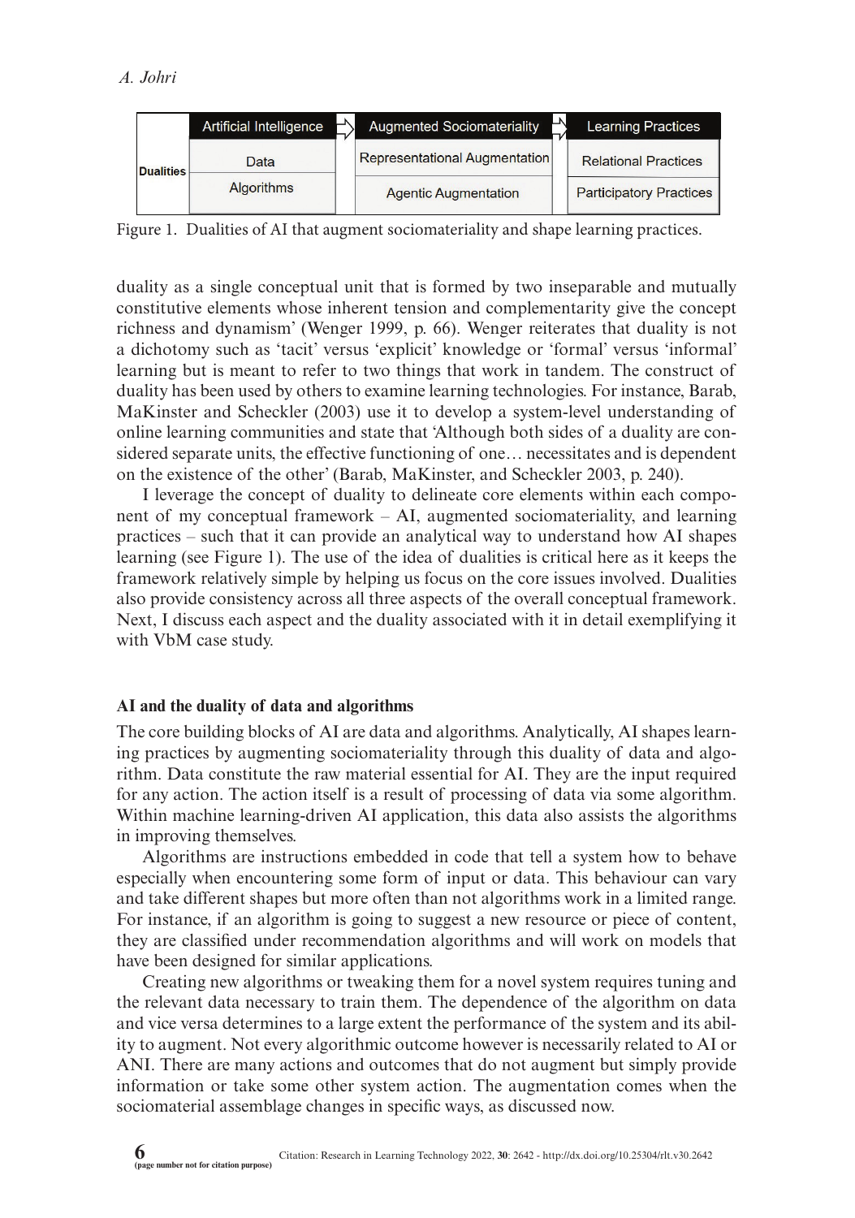| | Artificial Intelligence | Augmented Sociomateriality | Learning Practices |
|---|---|---|---|
| Dualities | Data | Representational Augmentation | Relational Practices |
| | Algorithms | Agentic Augmentation | Participatory Practices |

Figure 1. Dualities of AI that augment sociomateriality and shape learning practices.

duality as a single conceptual unit that is formed by two inseparable and mutually constitutive elements whose inherent tension and complementarity give the concept richness and dynamism' (Wenger 1999, p. 66). Wenger reiterates that duality is not a dichotomy such as 'tacit' versus 'explicit' knowledge or 'formal' versus 'informal' learning but is meant to refer to two things that work in tandem. The construct of duality has been used by others to examine learning technologies. For instance, Barab, MaKinster and Scheckler (2003) use it to develop a system-level understanding of online learning communities and state that 'Although both sides of a duality are considered separate units, the effective functioning of one… necessitates and is dependent on the existence of the other' (Barab, MaKinster, and Scheckler 2003, p. 240).

I leverage the concept of duality to delineate core elements within each component of my conceptual framework – AI, augmented sociomateriality, and learning practices – such that it can provide an analytical way to understand how AI shapes learning (see Figure 1). The use of the idea of dualities is critical here as it keeps the framework relatively simple by helping us focus on the core issues involved. Dualities also provide consistency across all three aspects of the overall conceptual framework. Next, I discuss each aspect and the duality associated with it in detail exemplifying it with VbM case study.

### AI and the duality of data and algorithms

The core building blocks of AI are data and algorithms. Analytically, AI shapes learning practices by augmenting sociomateriality through this duality of data and algorithm. Data constitute the raw material essential for AI. They are the input required for any action. The action itself is a result of processing of data via some algorithm. Within machine learning-driven AI application, this data also assists the algorithms in improving themselves.

Algorithms are instructions embedded in code that tell a system how to behave especially when encountering some form of input or data. This behaviour can vary and take different shapes but more often than not algorithms work in a limited range. For instance, if an algorithm is going to suggest a new resource or piece of content, they are classified under recommendation algorithms and will work on models that have been designed for similar applications.

Creating new algorithms or tweaking them for a novel system requires tuning and the relevant data necessary to train them. The dependence of the algorithm on data and vice versa determines to a large extent the performance of the system and its ability to augment. Not every algorithmic outcome however is necessarily related to AI or ANI. There are many actions and outcomes that do not augment but simply provide information or take some other system action. The augmentation comes when the sociomaterial assemblage changes in specific ways, as discussed now.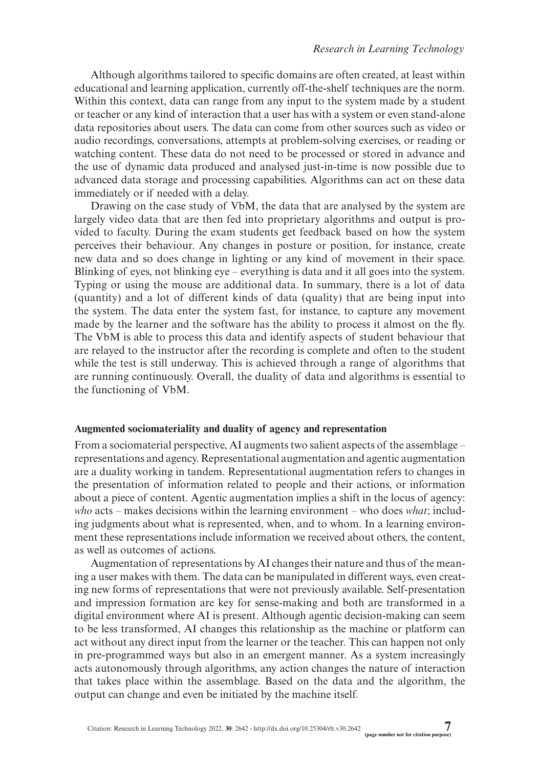Although algorithms tailored to specific domains are often created, at least within educational and learning application, currently off-the-shelf techniques are the norm. Within this context, data can range from any input to the system made by a student or teacher or any kind of interaction that a user has with a system or even stand-alone data repositories about users. The data can come from other sources such as video or audio recordings, conversations, attempts at problem-solving exercises, or reading or watching content. These data do not need to be processed or stored in advance and the use of dynamic data produced and analysed just-in-time is now possible due to advanced data storage and processing capabilities. Algorithms can act on these data immediately or if needed with a delay.

Drawing on the case study of VbM, the data that are analysed by the system are largely video data that are then fed into proprietary algorithms and output is provided to faculty. During the exam students get feedback based on how the system perceives their behaviour. Any changes in posture or position, for instance, create new data and so does change in lighting or any kind of movement in their space. Blinking of eyes, not blinking eye – everything is data and it all goes into the system. Typing or using the mouse are additional data. In summary, there is a lot of data (quantity) and a lot of different kinds of data (quality) that are being input into the system. The data enter the system fast, for instance, to capture any movement made by the learner and the software has the ability to process it almost on the fly. The VbM is able to process this data and identify aspects of student behaviour that are relayed to the instructor after the recording is complete and often to the student while the test is still underway. This is achieved through a range of algorithms that are running continuously. Overall, the duality of data and algorithms is essential to the functioning of VbM.

### Augmented sociomateriality and duality of agency and representation

From a sociomaterial perspective, AI augments two salient aspects of the assemblage – representations and agency. Representational augmentation and agentic augmentation are a duality working in tandem. Representational augmentation refers to changes in the presentation of information related to people and their actions, or information about a piece of content. Agentic augmentation implies a shift in the locus of agency: *who* acts – makes decisions within the learning environment – who does *what*; including judgments about what is represented, when, and to whom. In a learning environment these representations include information we received about others, the content, as well as outcomes of actions.

Augmentation of representations by AI changes their nature and thus of the meaning a user makes with them. The data can be manipulated in different ways, even creating new forms of representations that were not previously available. Self-presentation and impression formation are key for sense-making and both are transformed in a digital environment where AI is present. Although agentic decision-making can seem to be less transformed, AI changes this relationship as the machine or platform can act without any direct input from the learner or the teacher. This can happen not only in pre-programmed ways but also in an emergent manner. As a system increasingly acts autonomously through algorithms, any action changes the nature of interaction that takes place within the assemblage. Based on the data and the algorithm, the output can change and even be initiated by the machine itself.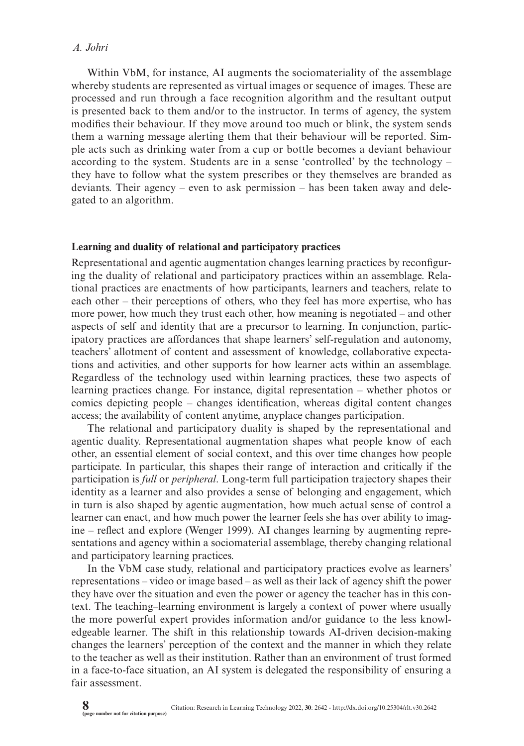Within VbM, for instance, AI augments the sociomateriality of the assemblage whereby students are represented as virtual images or sequence of images. These are processed and run through a face recognition algorithm and the resultant output is presented back to them and/or to the instructor. In terms of agency, the system modifies their behaviour. If they move around too much or blink, the system sends them a warning message alerting them that their behaviour will be reported. Simple acts such as drinking water from a cup or bottle becomes a deviant behaviour according to the system. Students are in a sense 'controlled' by the technology – they have to follow what the system prescribes or they themselves are branded as deviants. Their agency – even to ask permission – has been taken away and delegated to an algorithm.

### Learning and duality of relational and participatory practices

Representational and agentic augmentation changes learning practices by reconfiguring the duality of relational and participatory practices within an assemblage. Relational practices are enactments of how participants, learners and teachers, relate to each other – their perceptions of others, who they feel has more expertise, who has more power, how much they trust each other, how meaning is negotiated – and other aspects of self and identity that are a precursor to learning. In conjunction, participatory practices are affordances that shape learners' self-regulation and autonomy, teachers' allotment of content and assessment of knowledge, collaborative expectations and activities, and other supports for how learner acts within an assemblage. Regardless of the technology used within learning practices, these two aspects of learning practices change. For instance, digital representation – whether photos or comics depicting people – changes identification, whereas digital content changes access; the availability of content anytime, anyplace changes participation.

The relational and participatory duality is shaped by the representational and agentic duality. Representational augmentation shapes what people know of each other, an essential element of social context, and this over time changes how people participate. In particular, this shapes their range of interaction and critically if the participation is *full* or *peripheral*. Long-term full participation trajectory shapes their identity as a learner and also provides a sense of belonging and engagement, which in turn is also shaped by agentic augmentation, how much actual sense of control a learner can enact, and how much power the learner feels she has over ability to imagine – reflect and explore (Wenger 1999). AI changes learning by augmenting representations and agency within a sociomaterial assemblage, thereby changing relational and participatory learning practices.

In the VbM case study, relational and participatory practices evolve as learners' representations – video or image based – as well as their lack of agency shift the power they have over the situation and even the power or agency the teacher has in this context. The teaching–learning environment is largely a context of power where usually the more powerful expert provides information and/or guidance to the less knowledgeable learner. The shift in this relationship towards AI-driven decision-making changes the learners' perception of the context and the manner in which they relate to the teacher as well as their institution. Rather than an environment of trust formed in a face-to-face situation, an AI system is delegated the responsibility of ensuring a fair assessment.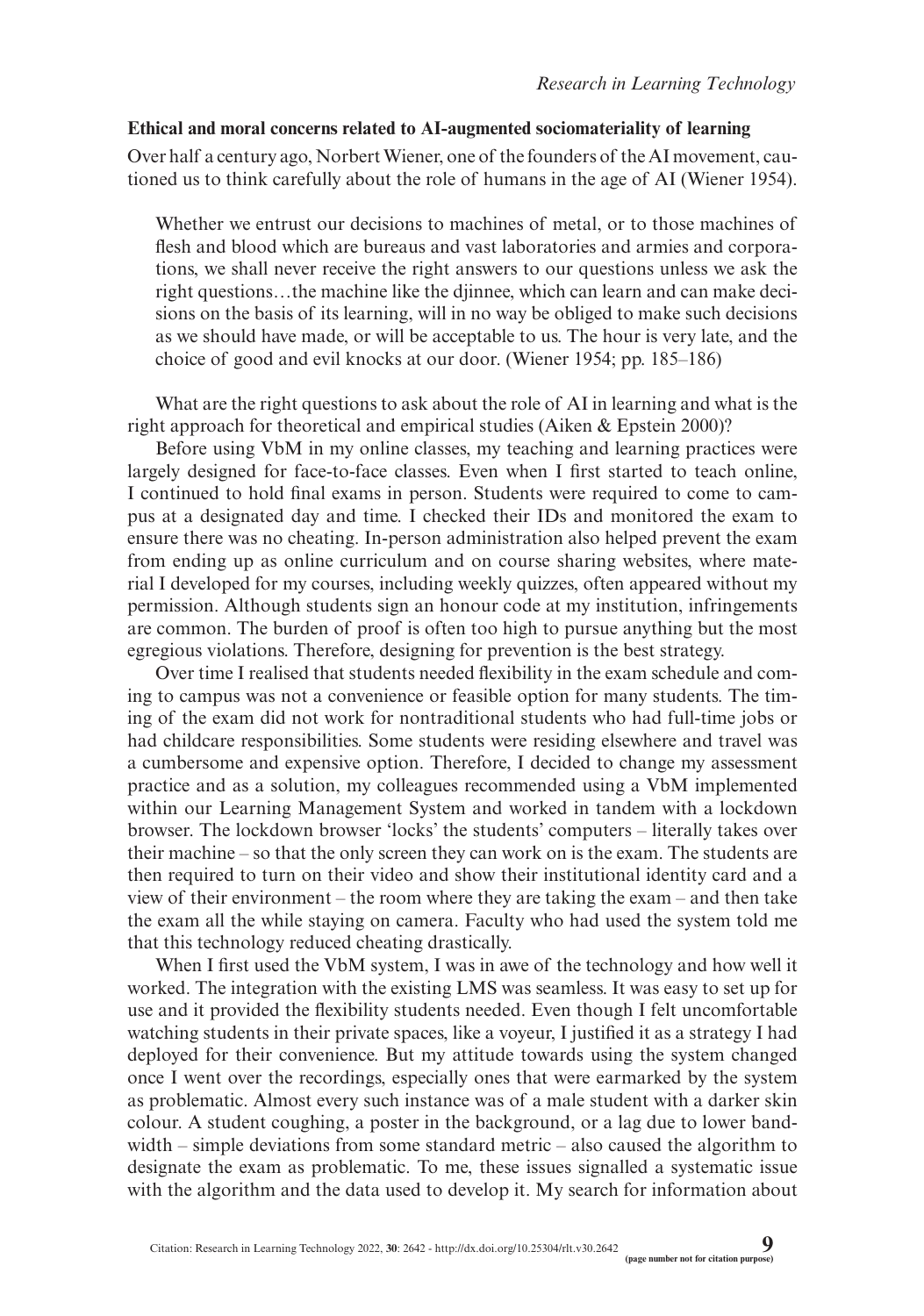### Ethical and moral concerns related to AI-augmented sociomateriality of learning

Over half a century ago, Norbert Wiener, one of the founders of the AI movement, cautioned us to think carefully about the role of humans in the age of AI (Wiener 1954).

> Whether we entrust our decisions to machines of metal, or to those machines of flesh and blood which are bureaus and vast laboratories and armies and corporations, we shall never receive the right answers to our questions unless we ask the right questions…the machine like the djinnee, which can learn and can make decisions on the basis of its learning, will in no way be obliged to make such decisions as we should have made, or will be acceptable to us. The hour is very late, and the choice of good and evil knocks at our door. (Wiener 1954; pp. 185–186)

What are the right questions to ask about the role of AI in learning and what is the right approach for theoretical and empirical studies (Aiken & Epstein 2000)?

Before using VbM in my online classes, my teaching and learning practices were largely designed for face-to-face classes. Even when I first started to teach online, I continued to hold final exams in person. Students were required to come to campus at a designated day and time. I checked their IDs and monitored the exam to ensure there was no cheating. In-person administration also helped prevent the exam from ending up as online curriculum and on course sharing websites, where material I developed for my courses, including weekly quizzes, often appeared without my permission. Although students sign an honour code at my institution, infringements are common. The burden of proof is often too high to pursue anything but the most egregious violations. Therefore, designing for prevention is the best strategy.

Over time I realised that students needed flexibility in the exam schedule and coming to campus was not a convenience or feasible option for many students. The timing of the exam did not work for nontraditional students who had full-time jobs or had childcare responsibilities. Some students were residing elsewhere and travel was a cumbersome and expensive option. Therefore, I decided to change my assessment practice and as a solution, my colleagues recommended using a VbM implemented within our Learning Management System and worked in tandem with a lockdown browser. The lockdown browser 'locks' the students' computers – literally takes over their machine – so that the only screen they can work on is the exam. The students are then required to turn on their video and show their institutional identity card and a view of their environment – the room where they are taking the exam – and then take the exam all the while staying on camera. Faculty who had used the system told me that this technology reduced cheating drastically.

When I first used the VbM system, I was in awe of the technology and how well it worked. The integration with the existing LMS was seamless. It was easy to set up for use and it provided the flexibility students needed. Even though I felt uncomfortable watching students in their private spaces, like a voyeur, I justified it as a strategy I had deployed for their convenience. But my attitude towards using the system changed once I went over the recordings, especially ones that were earmarked by the system as problematic. Almost every such instance was of a male student with a darker skin colour. A student coughing, a poster in the background, or a lag due to lower bandwidth – simple deviations from some standard metric – also caused the algorithm to designate the exam as problematic. To me, these issues signalled a systematic issue with the algorithm and the data used to develop it. My search for information about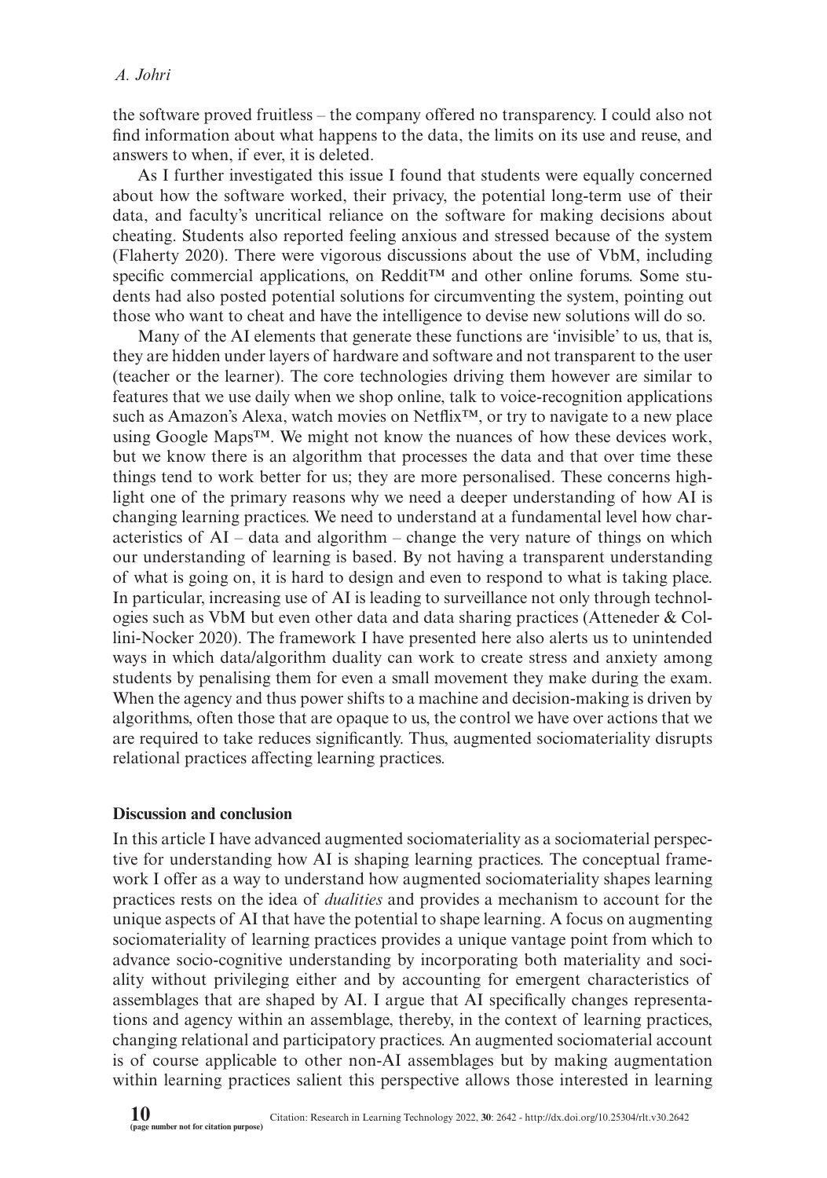the software proved fruitless – the company offered no transparency. I could also not find information about what happens to the data, the limits on its use and reuse, and answers to when, if ever, it is deleted.

As I further investigated this issue I found that students were equally concerned about how the software worked, their privacy, the potential long-term use of their data, and faculty's uncritical reliance on the software for making decisions about cheating. Students also reported feeling anxious and stressed because of the system (Flaherty 2020). There were vigorous discussions about the use of VbM, including specific commercial applications, on Reddit™ and other online forums. Some students had also posted potential solutions for circumventing the system, pointing out those who want to cheat and have the intelligence to devise new solutions will do so.

Many of the AI elements that generate these functions are 'invisible' to us, that is, they are hidden under layers of hardware and software and not transparent to the user (teacher or the learner). The core technologies driving them however are similar to features that we use daily when we shop online, talk to voice-recognition applications such as Amazon's Alexa, watch movies on Netflix™, or try to navigate to a new place using Google Maps™. We might not know the nuances of how these devices work, but we know there is an algorithm that processes the data and that over time these things tend to work better for us; they are more personalised. These concerns highlight one of the primary reasons why we need a deeper understanding of how AI is changing learning practices. We need to understand at a fundamental level how characteristics of AI – data and algorithm – change the very nature of things on which our understanding of learning is based. By not having a transparent understanding of what is going on, it is hard to design and even to respond to what is taking place. In particular, increasing use of AI is leading to surveillance not only through technologies such as VbM but even other data and data sharing practices (Atteneder & Collini-Nocker 2020). The framework I have presented here also alerts us to unintended ways in which data/algorithm duality can work to create stress and anxiety among students by penalising them for even a small movement they make during the exam. When the agency and thus power shifts to a machine and decision-making is driven by algorithms, often those that are opaque to us, the control we have over actions that we are required to take reduces significantly. Thus, augmented sociomateriality disrupts relational practices affecting learning practices.

## Discussion and conclusion

In this article I have advanced augmented sociomateriality as a sociomaterial perspective for understanding how AI is shaping learning practices. The conceptual framework I offer as a way to understand how augmented sociomateriality shapes learning practices rests on the idea of *dualities* and provides a mechanism to account for the unique aspects of AI that have the potential to shape learning. A focus on augmenting sociomateriality of learning practices provides a unique vantage point from which to advance socio-cognitive understanding by incorporating both materiality and sociality without privileging either and by accounting for emergent characteristics of assemblages that are shaped by AI. I argue that AI specifically changes representations and agency within an assemblage, thereby, in the context of learning practices, changing relational and participatory practices. An augmented sociomaterial account is of course applicable to other non-AI assemblages but by making augmentation within learning practices salient this perspective allows those interested in learning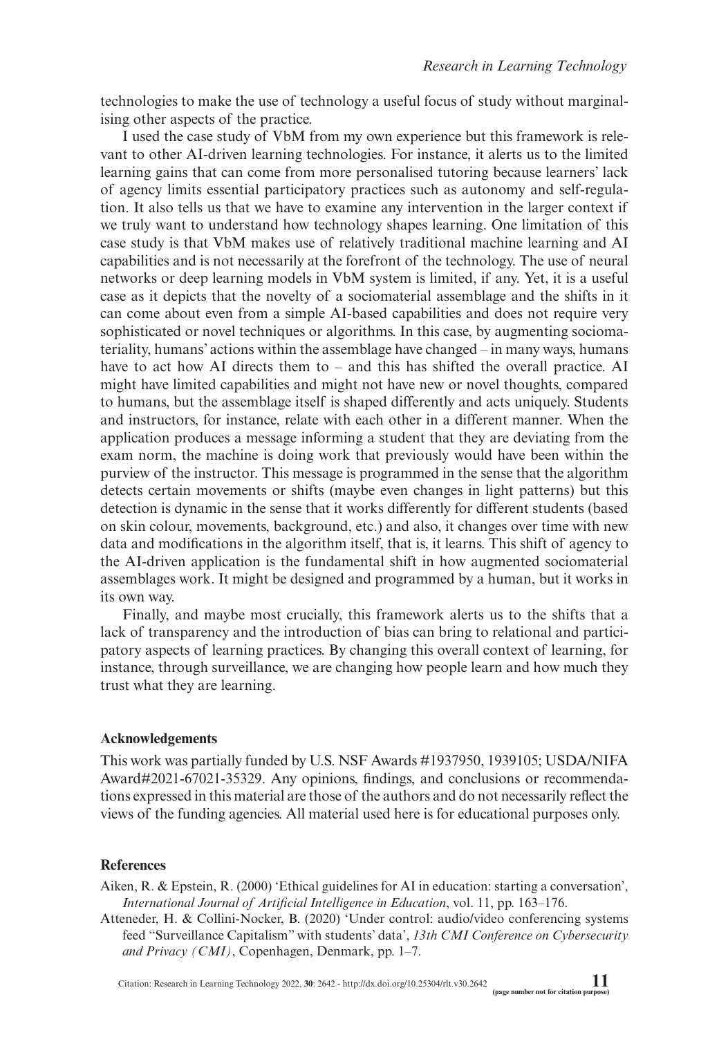technologies to make the use of technology a useful focus of study without marginalising other aspects of the practice.

I used the case study of VbM from my own experience but this framework is relevant to other AI-driven learning technologies. For instance, it alerts us to the limited learning gains that can come from more personalised tutoring because learners' lack of agency limits essential participatory practices such as autonomy and self-regulation. It also tells us that we have to examine any intervention in the larger context if we truly want to understand how technology shapes learning. One limitation of this case study is that VbM makes use of relatively traditional machine learning and AI capabilities and is not necessarily at the forefront of the technology. The use of neural networks or deep learning models in VbM system is limited, if any. Yet, it is a useful case as it depicts that the novelty of a sociomaterial assemblage and the shifts in it can come about even from a simple AI-based capabilities and does not require very sophisticated or novel techniques or algorithms. In this case, by augmenting sociomateriality, humans' actions within the assemblage have changed – in many ways, humans have to act how AI directs them to – and this has shifted the overall practice. AI might have limited capabilities and might not have new or novel thoughts, compared to humans, but the assemblage itself is shaped differently and acts uniquely. Students and instructors, for instance, relate with each other in a different manner. When the application produces a message informing a student that they are deviating from the exam norm, the machine is doing work that previously would have been within the purview of the instructor. This message is programmed in the sense that the algorithm detects certain movements or shifts (maybe even changes in light patterns) but this detection is dynamic in the sense that it works differently for different students (based on skin colour, movements, background, etc.) and also, it changes over time with new data and modifications in the algorithm itself, that is, it learns. This shift of agency to the AI-driven application is the fundamental shift in how augmented sociomaterial assemblages work. It might be designed and programmed by a human, but it works in its own way.

Finally, and maybe most crucially, this framework alerts us to the shifts that a lack of transparency and the introduction of bias can bring to relational and participatory aspects of learning practices. By changing this overall context of learning, for instance, through surveillance, we are changing how people learn and how much they trust what they are learning.

## Acknowledgements

This work was partially funded by U.S. NSF Awards #1937950, 1939105; USDA/NIFA Award#2021-67021-35329. Any opinions, findings, and conclusions or recommendations expressed in this material are those of the authors and do not necessarily reflect the views of the funding agencies. All material used here is for educational purposes only.

## References

Aiken, R. & Epstein, R. (2000) 'Ethical guidelines for AI in education: starting a conversation', *International Journal of Artificial Intelligence in Education*, vol. 11, pp. 163–176.

Atteneder, H. & Collini-Nocker, B. (2020) 'Under control: audio/video conferencing systems feed "Surveillance Capitalism" with students' data', *13th CMI Conference on Cybersecurity and Privacy (CMI)*, Copenhagen, Denmark, pp. 1–7.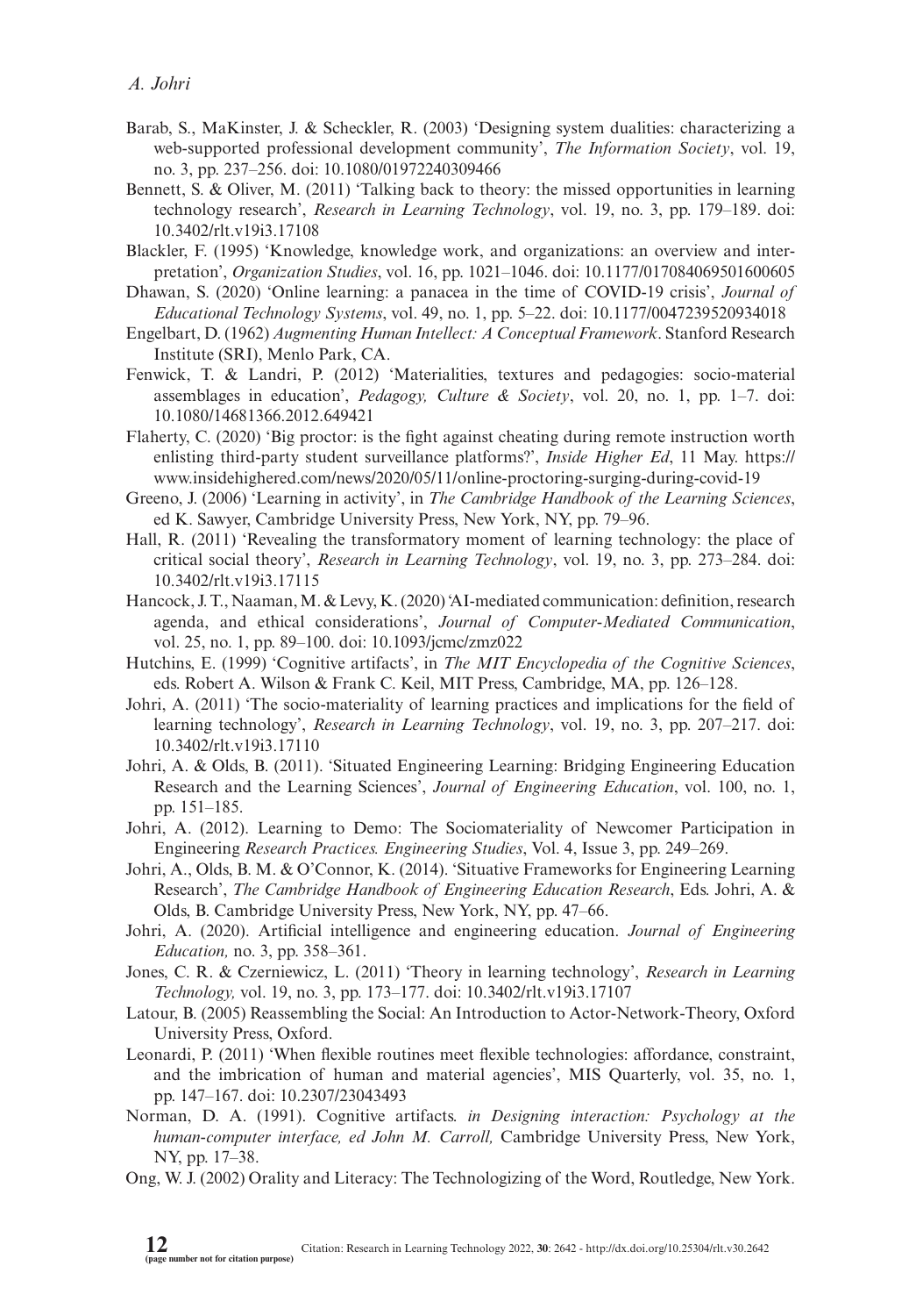Barab, S., MaKinster, J. & Scheckler, R. (2003) 'Designing system dualities: characterizing a web-supported professional development community', *The Information Society*, vol. 19, no. 3, pp. 237–256. doi: 10.1080/01972240309466

Bennett, S. & Oliver, M. (2011) 'Talking back to theory: the missed opportunities in learning technology research', *Research in Learning Technology*, vol. 19, no. 3, pp. 179–189. doi: 10.3402/rlt.v19i3.17108

Blackler, F. (1995) 'Knowledge, knowledge work, and organizations: an overview and interpretation', *Organization Studies*, vol. 16, pp. 1021–1046. doi: 10.1177/017084069501600605

Dhawan, S. (2020) 'Online learning: a panacea in the time of COVID-19 crisis', *Journal of Educational Technology Systems*, vol. 49, no. 1, pp. 5–22. doi: 10.1177/0047239520934018

Engelbart, D. (1962) *Augmenting Human Intellect: A Conceptual Framework*. Stanford Research Institute (SRI), Menlo Park, CA.

Fenwick, T. & Landri, P. (2012) 'Materialities, textures and pedagogies: socio-material assemblages in education', *Pedagogy, Culture & Society*, vol. 20, no. 1, pp. 1–7. doi: 10.1080/14681366.2012.649421

Flaherty, C. (2020) 'Big proctor: is the fight against cheating during remote instruction worth enlisting third-party student surveillance platforms?', *Inside Higher Ed*, 11 May. https://www.insidehighered.com/news/2020/05/11/online-proctoring-surging-during-covid-19

Greeno, J. (2006) 'Learning in activity', in *The Cambridge Handbook of the Learning Sciences*, ed K. Sawyer, Cambridge University Press, New York, NY, pp. 79–96.

Hall, R. (2011) 'Revealing the transformatory moment of learning technology: the place of critical social theory', *Research in Learning Technology*, vol. 19, no. 3, pp. 273–284. doi: 10.3402/rlt.v19i3.17115

Hancock, J. T., Naaman, M. & Levy, K. (2020) 'AI-mediated communication: definition, research agenda, and ethical considerations', *Journal of Computer-Mediated Communication*, vol. 25, no. 1, pp. 89–100. doi: 10.1093/jcmc/zmz022

Hutchins, E. (1999) 'Cognitive artifacts', in *The MIT Encyclopedia of the Cognitive Sciences*, eds. Robert A. Wilson & Frank C. Keil, MIT Press, Cambridge, MA, pp. 126–128.

Johri, A. (2011) 'The socio-materiality of learning practices and implications for the field of learning technology', *Research in Learning Technology*, vol. 19, no. 3, pp. 207–217. doi: 10.3402/rlt.v19i3.17110

Johri, A. & Olds, B. (2011). 'Situated Engineering Learning: Bridging Engineering Education Research and the Learning Sciences', *Journal of Engineering Education*, vol. 100, no. 1, pp. 151–185.

Johri, A. (2012). Learning to Demo: The Sociomateriality of Newcomer Participation in Engineering *Research Practices. Engineering Studies*, Vol. 4, Issue 3, pp. 249–269.

Johri, A., Olds, B. M. & O'Connor, K. (2014). 'Situative Frameworks for Engineering Learning Research', *The Cambridge Handbook of Engineering Education Research*, Eds. Johri, A. & Olds, B. Cambridge University Press, New York, NY, pp. 47–66.

Johri, A. (2020). Artificial intelligence and engineering education. *Journal of Engineering Education,* no. 3, pp. 358–361.

Jones, C. R. & Czerniewicz, L. (2011) 'Theory in learning technology', *Research in Learning Technology,* vol. 19, no. 3, pp. 173–177. doi: 10.3402/rlt.v19i3.17107

Latour, B. (2005) Reassembling the Social: An Introduction to Actor-Network-Theory, Oxford University Press, Oxford.

Leonardi, P. (2011) 'When flexible routines meet flexible technologies: affordance, constraint, and the imbrication of human and material agencies', MIS Quarterly, vol. 35, no. 1, pp. 147–167. doi: 10.2307/23043493

Norman, D. A. (1991). Cognitive artifacts. *in Designing interaction: Psychology at the human-computer interface, ed John M. Carroll,* Cambridge University Press, New York, NY, pp. 17–38.

Ong, W. J. (2002) Orality and Literacy: The Technologizing of the Word, Routledge, New York.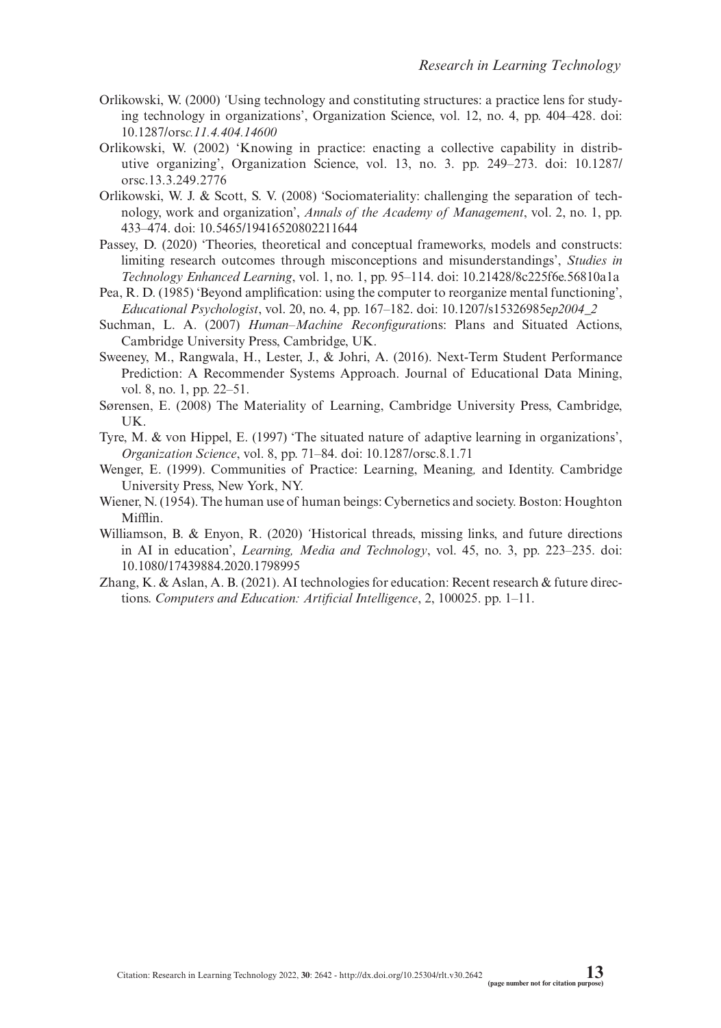Orlikowski, W. (2000) 'Using technology and constituting structures: a practice lens for studying technology in organizations', Organization Science, vol. 12, no. 4, pp. 404–428. doi: 10.1287/ors*c.11.4.404.14600*

Orlikowski, W. (2002) 'Knowing in practice: enacting a collective capability in distributive organizing', Organization Science, vol. 13, no. 3. pp. 249–273. doi: 10.1287/orsc.13.3.249.2776

Orlikowski, W. J. & Scott, S. V. (2008) 'Sociomateriality: challenging the separation of technology, work and organization', *Annals of the Academy of Management*, vol. 2, no. 1, pp. 433–474. doi: 10.5465/19416520802211644

Passey, D. (2020) 'Theories, theoretical and conceptual frameworks, models and constructs: limiting research outcomes through misconceptions and misunderstandings', *Studies in Technology Enhanced Learning*, vol. 1, no. 1, pp. 95–114. doi: 10.21428/8c225f6e.56810a1a

Pea, R. D. (1985) 'Beyond amplification: using the computer to reorganize mental functioning', *Educational Psychologist*, vol. 20, no. 4, pp. 167–182. doi: 10.1207/s15326985e*p2004_2*

Suchman, L. A. (2007) *Human–Machine Reconfiguratio*ns: Plans and Situated Actions, Cambridge University Press, Cambridge, UK.

Sweeney, M., Rangwala, H., Lester, J., & Johri, A. (2016). Next-Term Student Performance Prediction: A Recommender Systems Approach. Journal of Educational Data Mining, vol. 8, no. 1, pp. 22–51.

Sørensen, E. (2008) The Materiality of Learning, Cambridge University Press, Cambridge, UK.

Tyre, M. & von Hippel, E. (1997) 'The situated nature of adaptive learning in organizations', *Organization Science*, vol. 8, pp. 71–84. doi: 10.1287/orsc.8.1.71

Wenger, E. (1999). Communities of Practice: Learning, Meaning, and Identity. Cambridge University Press, New York, NY.

Wiener, N. (1954). The human use of human beings: Cybernetics and society. Boston: Houghton Mifflin.

Williamson, B. & Enyon, R. (2020) 'Historical threads, missing links, and future directions in AI in education', *Learning, Media and Technology*, vol. 45, no. 3, pp. 223–235. doi: 10.1080/17439884.2020.1798995

Zhang, K. & Aslan, A. B. (2021). AI technologies for education: Recent research & future directions. *Computers and Education: Artificial Intelligence*, 2, 100025. pp. 1–11.